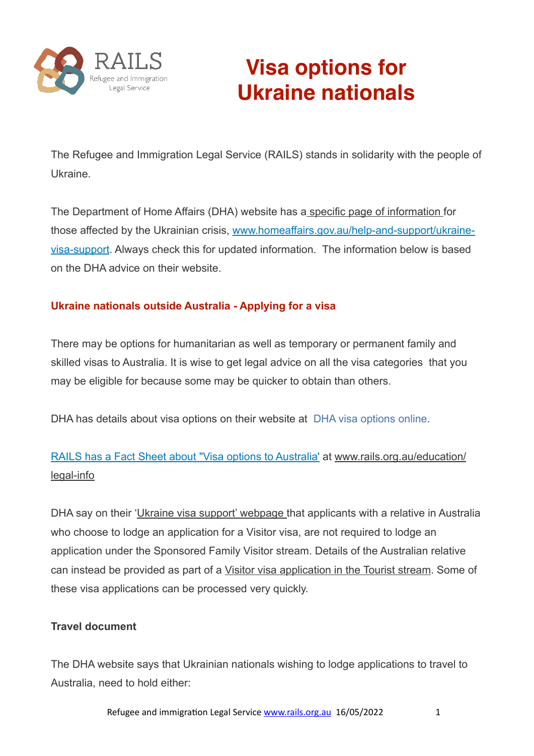RAILS
Refugee and Immigration Legal Service

# Visa options for Ukraine nationals

The Refugee and Immigration Legal Service (RAILS) stands in solidarity with the people of Ukraine.

The Department of Home Affairs (DHA) website has a specific page of information for those affected by the Ukrainian crisis, www.homeaffairs.gov.au/help-and-support/ukraine-visa-support. Always check this for updated information. The information below is based on the DHA advice on their website.

## Ukraine nationals outside Australia - Applying for a visa

There may be options for humanitarian as well as temporary or permanent family and skilled visas to Australia. It is wise to get legal advice on all the visa categories that you may be eligible for because some may be quicker to obtain than others.

DHA has details about visa options on their website at DHA visa options online.

RAILS has a Fact Sheet about "Visa options to Australia' at www.rails.org.au/education/legal-info

DHA say on their 'Ukraine visa support' webpage that applicants with a relative in Australia who choose to lodge an application for a Visitor visa, are not required to lodge an application under the Sponsored Family Visitor stream. Details of the Australian relative can instead be provided as part of a Visitor visa application in the Tourist stream. Some of these visa applications can be processed very quickly.

### Travel document

The DHA website says that Ukrainian nationals wishing to lodge applications to travel to Australia, need to hold either: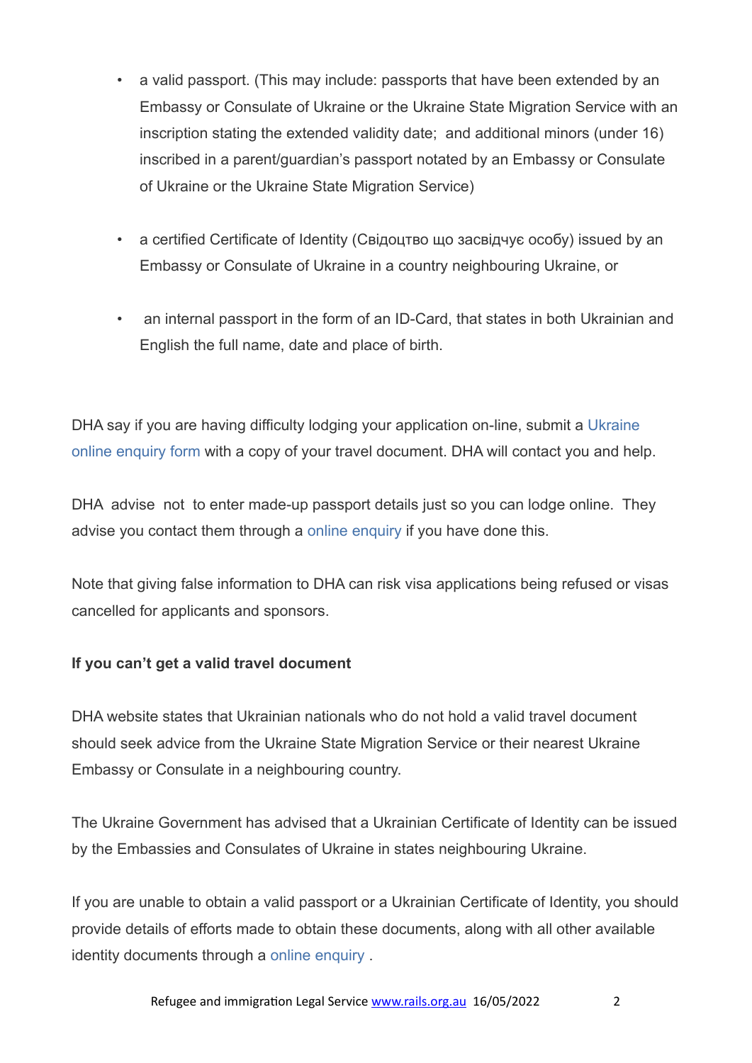- a valid passport. (This may include: passports that have been extended by an Embassy or Consulate of Ukraine or the Ukraine State Migration Service with an inscription stating the extended validity date; and additional minors (under 16) inscribed in a parent/guardian's passport notated by an Embassy or Consulate of Ukraine or the Ukraine State Migration Service)
- a certified Certificate of Identity (Свідоцтво що засвідчує особу) issued by an Embassy or Consulate of Ukraine in a country neighbouring Ukraine, or
- an internal passport in the form of an ID-Card, that states in both Ukrainian and English the full name, date and place of birth.

DHA say if you are having difficulty lodging your application on-line, submit a Ukraine online enquiry form with a copy of your travel document. DHA will contact you and help.

DHA advise not to enter made-up passport details just so you can lodge online. They advise you contact them through a online enquiry if you have done this.

Note that giving false information to DHA can risk visa applications being refused or visas cancelled for applicants and sponsors.

**If you can't get a valid travel document**

DHA website states that Ukrainian nationals who do not hold a valid travel document should seek advice from the Ukraine State Migration Service or their nearest Ukraine Embassy or Consulate in a neighbouring country.

The Ukraine Government has advised that a Ukrainian Certificate of Identity can be issued by the Embassies and Consulates of Ukraine in states neighbouring Ukraine.

If you are unable to obtain a valid passport or a Ukrainian Certificate of Identity, you should provide details of efforts made to obtain these documents, along with all other available identity documents through a online enquiry .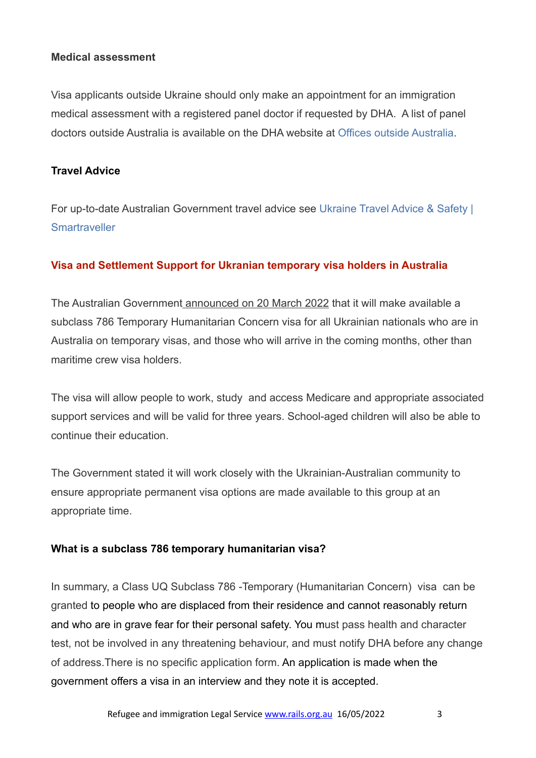**Medical assessment**

Visa applicants outside Ukraine should only make an appointment for an immigration medical assessment with a registered panel doctor if requested by DHA. A list of panel doctors outside Australia is available on the DHA website at Offices outside Australia.

**Travel Advice**

For up-to-date Australian Government travel advice see Ukraine Travel Advice & Safety | Smartraveller

**Visa and Settlement Support for Ukranian temporary visa holders in Australia**

The Australian Government announced on 20 March 2022 that it will make available a subclass 786 Temporary Humanitarian Concern visa for all Ukrainian nationals who are in Australia on temporary visas, and those who will arrive in the coming months, other than maritime crew visa holders.

The visa will allow people to work, study and access Medicare and appropriate associated support services and will be valid for three years. School-aged children will also be able to continue their education.

The Government stated it will work closely with the Ukrainian-Australian community to ensure appropriate permanent visa options are made available to this group at an appropriate time.

**What is a subclass 786 temporary humanitarian visa?**

In summary, a Class UQ Subclass 786 -Temporary (Humanitarian Concern) visa can be granted to people who are displaced from their residence and cannot reasonably return and who are in grave fear for their personal safety. You must pass health and character test, not be involved in any threatening behaviour, and must notify DHA before any change of address.There is no specific application form. An application is made when the government offers a visa in an interview and they note it is accepted.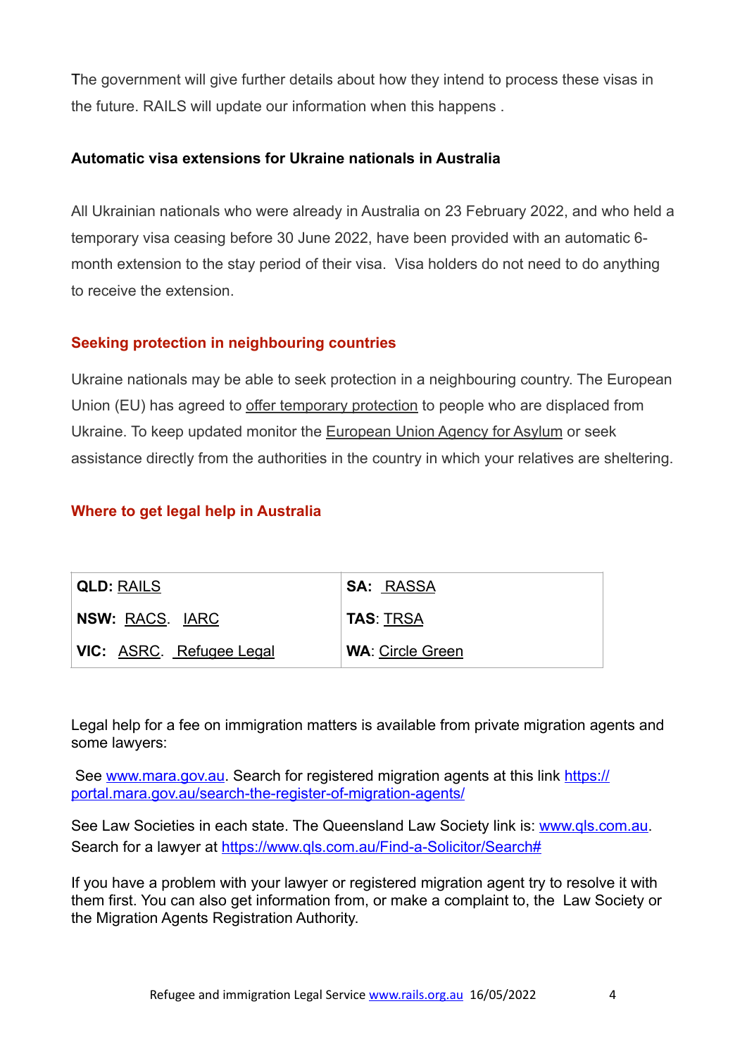The government will give further details about how they intend to process these visas in the future. RAILS will update our information when this happens .

**Automatic visa extensions for Ukraine nationals in Australia**

All Ukrainian nationals who were already in Australia on 23 February 2022, and who held a temporary visa ceasing before 30 June 2022, have been provided with an automatic 6-month extension to the stay period of their visa. Visa holders do not need to do anything to receive the extension.

## Seeking protection in neighbouring countries

Ukraine nationals may be able to seek protection in a neighbouring country. The European Union (EU) has agreed to offer temporary protection to people who are displaced from Ukraine. To keep updated monitor the European Union Agency for Asylum or seek assistance directly from the authorities in the country in which your relatives are sheltering.

## Where to get legal help in Australia

| | |
|---|---|
| **QLD:** RAILS | **SA:** RASSA |
| **NSW:** RACS. IARC | **TAS**: TRSA |
| **VIC:** ASRC. Refugee Legal | **WA**: Circle Green |

Legal help for a fee on immigration matters is available from private migration agents and some lawyers:

See www.mara.gov.au. Search for registered migration agents at this link https://portal.mara.gov.au/search-the-register-of-migration-agents/

See Law Societies in each state. The Queensland Law Society link is: www.qls.com.au. Search for a lawyer at https://www.qls.com.au/Find-a-Solicitor/Search#

If you have a problem with your lawyer or registered migration agent try to resolve it with them first. You can also get information from, or make a complaint to, the Law Society or the Migration Agents Registration Authority.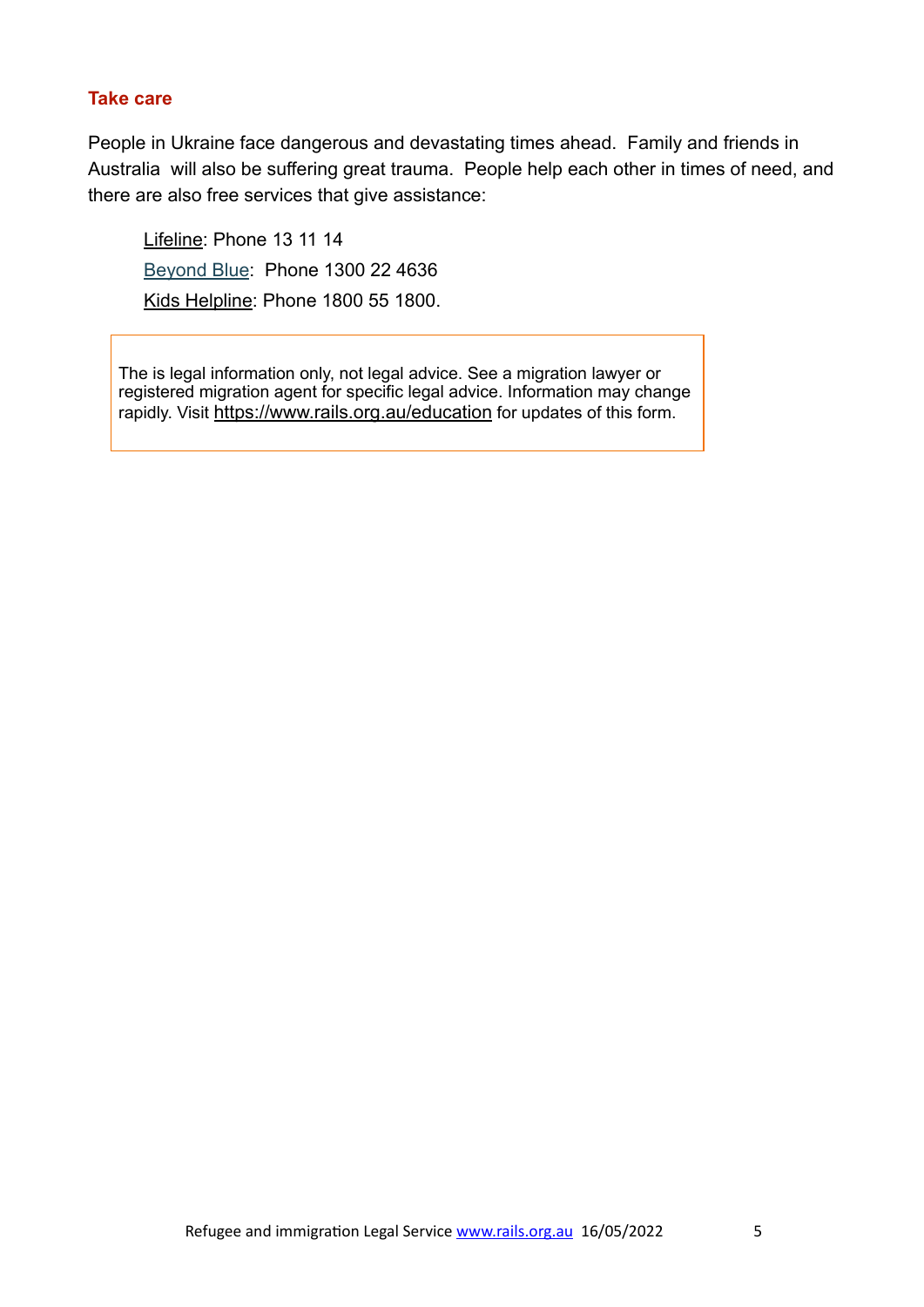## Take care

People in Ukraine face dangerous and devastating times ahead. Family and friends in Australia will also be suffering great trauma. People help each other in times of need, and there are also free services that give assistance:

Lifeline: Phone 13 11 14

Beyond Blue: Phone 1300 22 4636

Kids Helpline: Phone 1800 55 1800.

> The is legal information only, not legal advice. See a migration lawyer or registered migration agent for specific legal advice. Information may change rapidly. Visit https://www.rails.org.au/education for updates of this form.